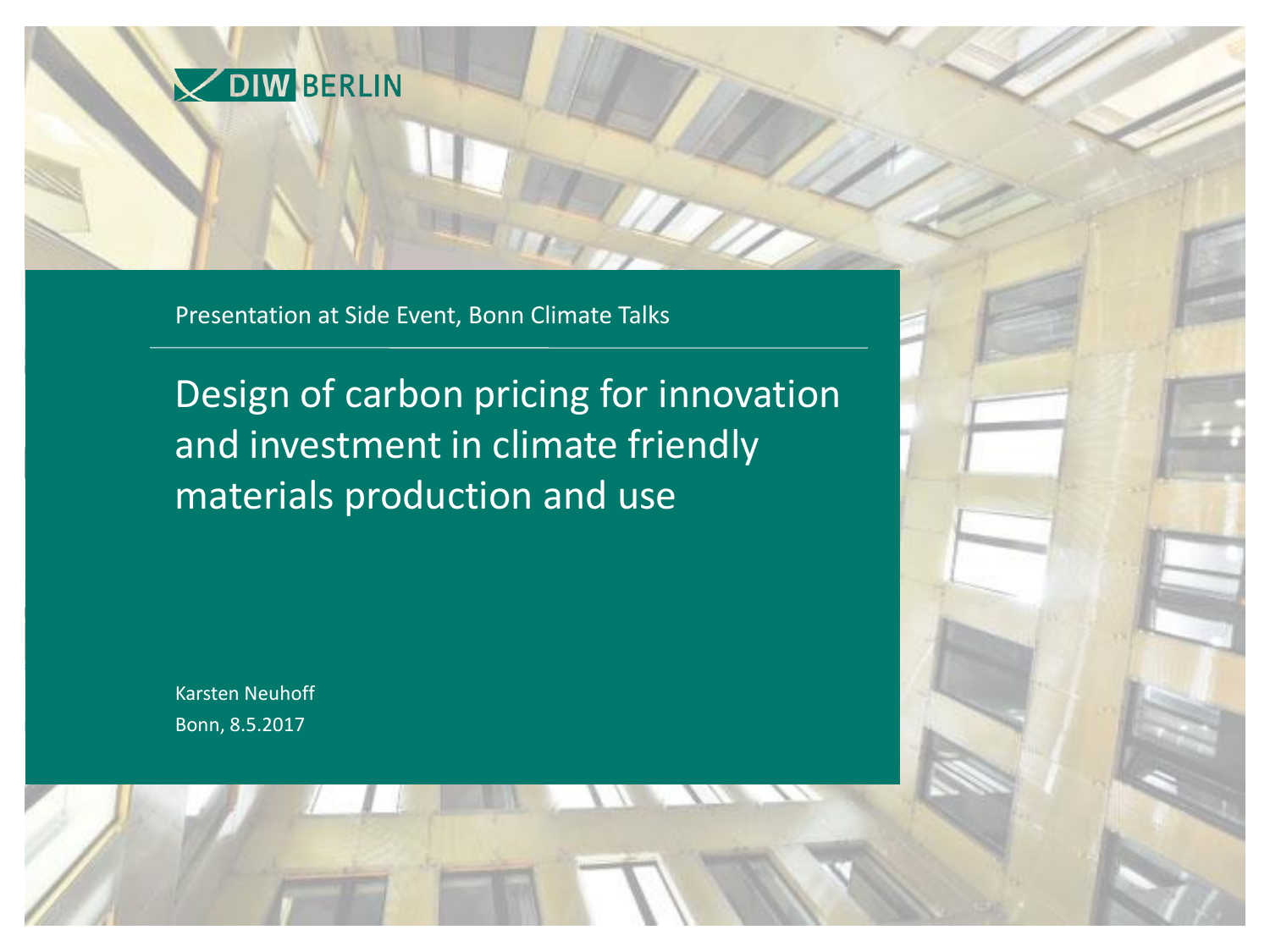DIW BERLIN

Presentation at Side Event, Bonn Climate Talks

# Design of carbon pricing for innovation and investment in climate friendly materials production and use

Karsten Neuhoff

Bonn, 8.5.2017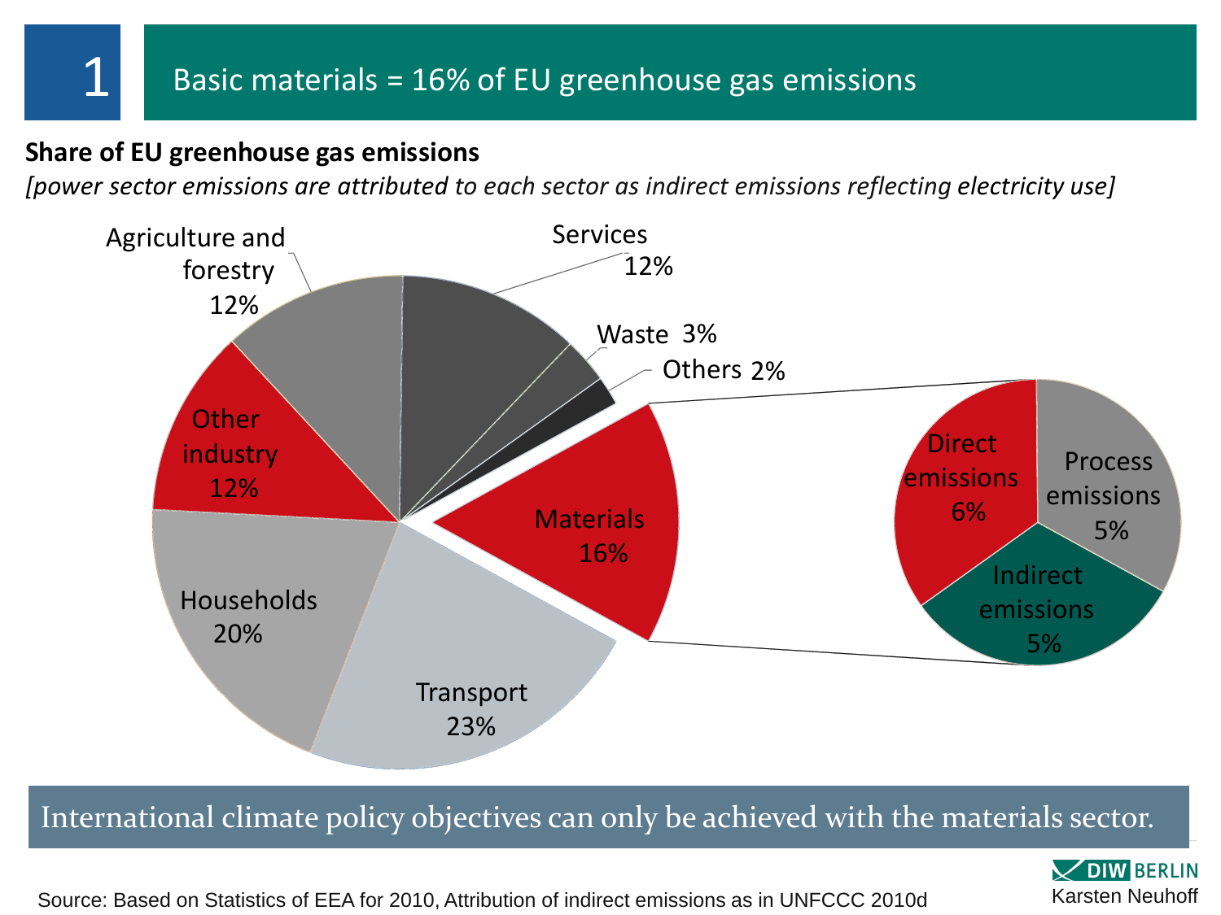# 1 Basic materials = 16% of EU greenhouse gas emissions

**Share of EU greenhouse gas emissions**

*[power sector emissions are attributed to each sector as indirect emissions reflecting electricity use]*

| Sector | Share |
| --- | --- |
| Agriculture and forestry | 12% |
| Services | 12% |
| Waste | 3% |
| Others | 2% |
| Materials | 16% |
| Transport | 23% |
| Households | 20% |
| Other industry | 12% |

| Materials breakdown | Share |
| --- | --- |
| Direct emissions | 6% |
| Process emissions | 5% |
| Indirect emissions | 5% |

International climate policy objectives can only be achieved with the materials sector.

Source: Based on Statistics of EEA for 2010, Attribution of indirect emissions as in UNFCCC 2010d

DIW BERLIN Karsten Neuhoff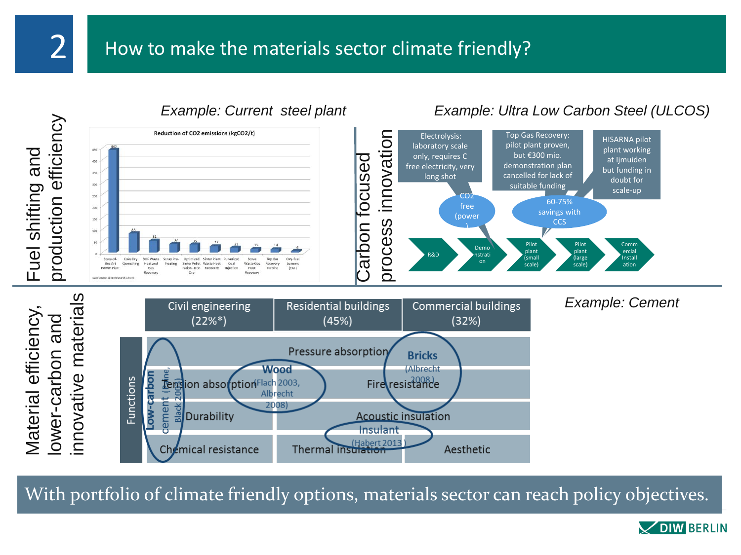# 2 How to make the materials sector climate friendly?

## Fuel shifting and production efficiency

*Example: Current steel plant*

**Reduction of $CO_2$ emissions ($kgCO_2/t$)**

| Measure | Reduction |
|---|---|
| State-of-the-Art Power Plant | 442 |
| Coke Dry Quenching | 83 |
| BOF Waste Heat and Gas Recovery | 51 |
| Scrap Pre-heating | 37 |
| Optimized Sinter Pellet ration - Iron Ore | 35 |
| Sinter Plant Waste Heat Recovery | 27 |
| Pulverized Coal Injection | 21 |
| Stove Waste Gas Heat Recovery | 15 |
| Top Gas Recovery Turbine | 14 |
| Oxy-fuel burners (EAF) | 6 |

Data source: Joint Research Centre

## Carbon focused process innovation

*Example: Ultra Low Carbon Steel (ULCOS)*

- Electrolysis: laboratory scale only, requires C free electricity, very long shot — $CO_2$ free (power)
- Top Gas Recovery: pilot plant proven, but €300 mio. demonstration plan cancelled for lack of suitable funding — 60-75% savings with CCS
- HISARNA pilot plant working at Ijmuiden but funding in doubt for scale-up

R&D → Demonstration → Pilot plant (small scale) → Pilot plant (large scale) → Commercial Installation

## Material efficiency, lower-carbon and innovative materials

*Example: Cement*

| | Civil engineering (22%*) | Residential buildings (45%) | Commercial buildings (32%) |
|---|---|---|---|
| Functions | Pressure absorption | | |
| | Tension absorption | Fire resistance | |
| | Durability | Acoustic insulation | |
| | Chemical resistance | Thermal insulation | Aesthetic |

- Low-carbon cement (Kline, Black 2007)
- Wood (Flach 2003, Albrecht 2008)
- Bricks (Albrecht 2008)
- Insulant (Habert 2013)

With portfolio of climate friendly options, materials sector can reach policy objectives.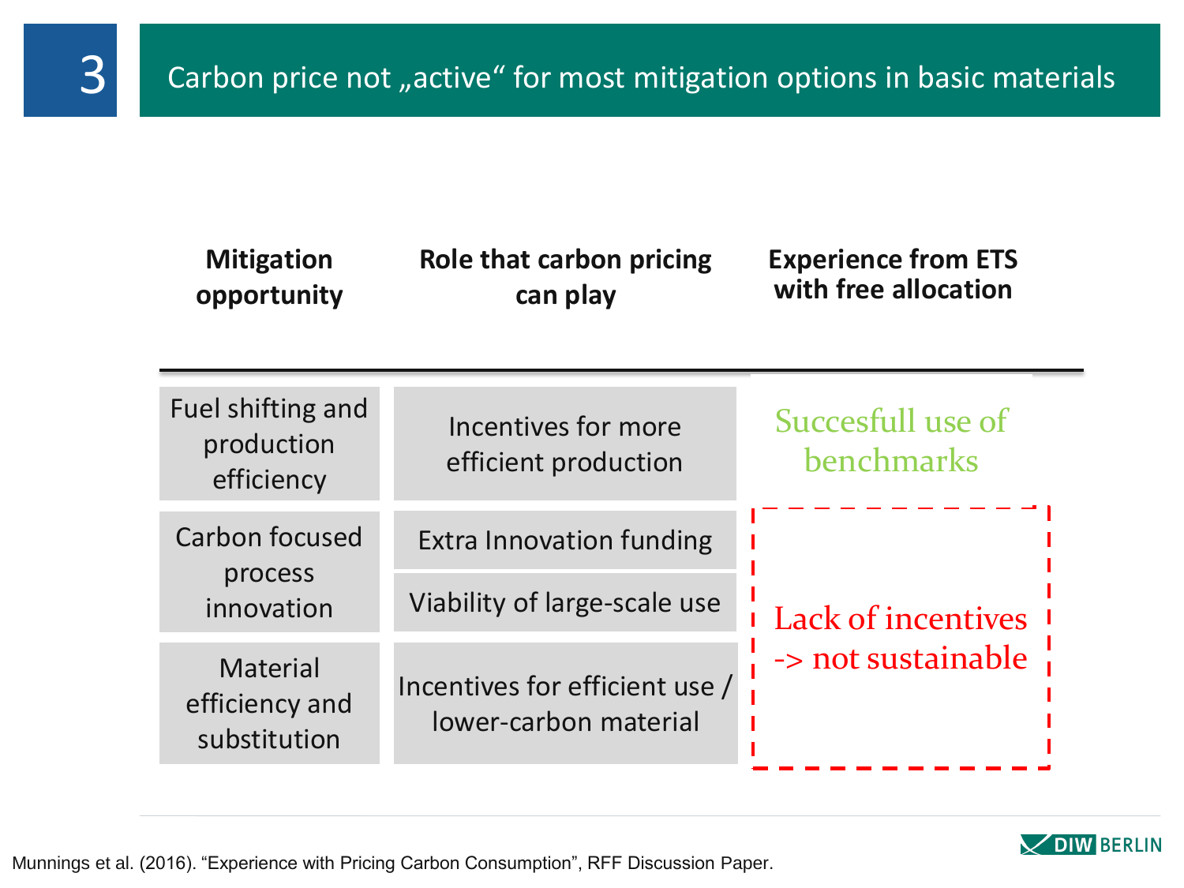# 3 Carbon price not „active“ for most mitigation options in basic materials

| Mitigation opportunity | Role that carbon pricing can play | Experience from ETS with free allocation |
| --- | --- | --- |
| Fuel shifting and production efficiency | Incentives for more efficient production | Succesfull use of benchmarks |
| Carbon focused process innovation | Extra Innovation funding | Lack of incentives -> not sustainable |
| | Viability of large-scale use | |
| Material efficiency and substitution | Incentives for efficient use / lower-carbon material | |

Munnings et al. (2016). “Experience with Pricing Carbon Consumption”, RFF Discussion Paper.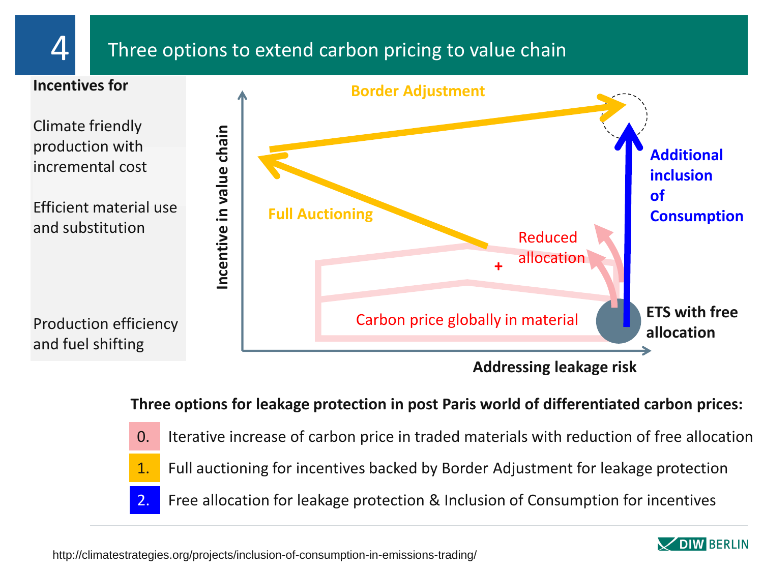# 4 Three options to extend carbon pricing to value chain

**Incentives for**

Climate friendly production with incremental cost

Efficient material use and substitution

Production efficiency and fuel shifting

Incentive in value chain

Border Adjustment

Additional inclusion of Consumption

Full Auctioning

Reduced allocation

+

Carbon price globally in material

ETS with free allocation

Addressing leakage risk

**Three options for leakage protection in post Paris world of differentiated carbon prices:**

0. Iterative increase of carbon price in traded materials with reduction of free allocation
1. Full auctioning for incentives backed by Border Adjustment for leakage protection
2. Free allocation for leakage protection & Inclusion of Consumption for incentives

http://climatestrategies.org/projects/inclusion-of-consumption-in-emissions-trading/

DIW BERLIN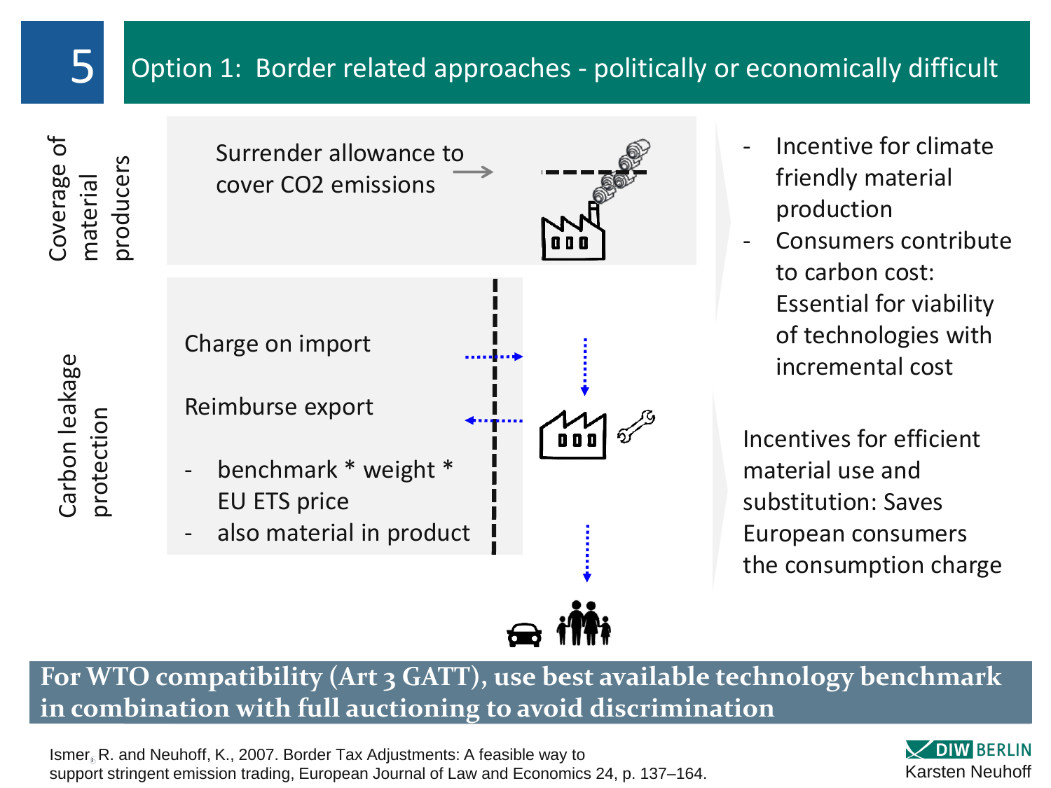# 5 Option 1: Border related approaches - politically or economically difficult

**Coverage of material producers**

Surrender allowance to cover $CO_2$ emissions

- Incentive for climate friendly material production
- Consumers contribute to carbon cost: Essential for viability of technologies with incremental cost

**Carbon leakage protection**

Charge on import

Reimburse export

- benchmark * weight * EU ETS price
- also material in product

Incentives for efficient material use and substitution: Saves European consumers the consumption charge

**For WTO compatibility (Art 3 GATT), use best available technology benchmark in combination with full auctioning to avoid discrimination**

Ismer, R. and Neuhoff, K., 2007. Border Tax Adjustments: A feasible way to support stringent emission trading, European Journal of Law and Economics 24, p. 137–164.

DIW BERLIN
Karsten Neuhoff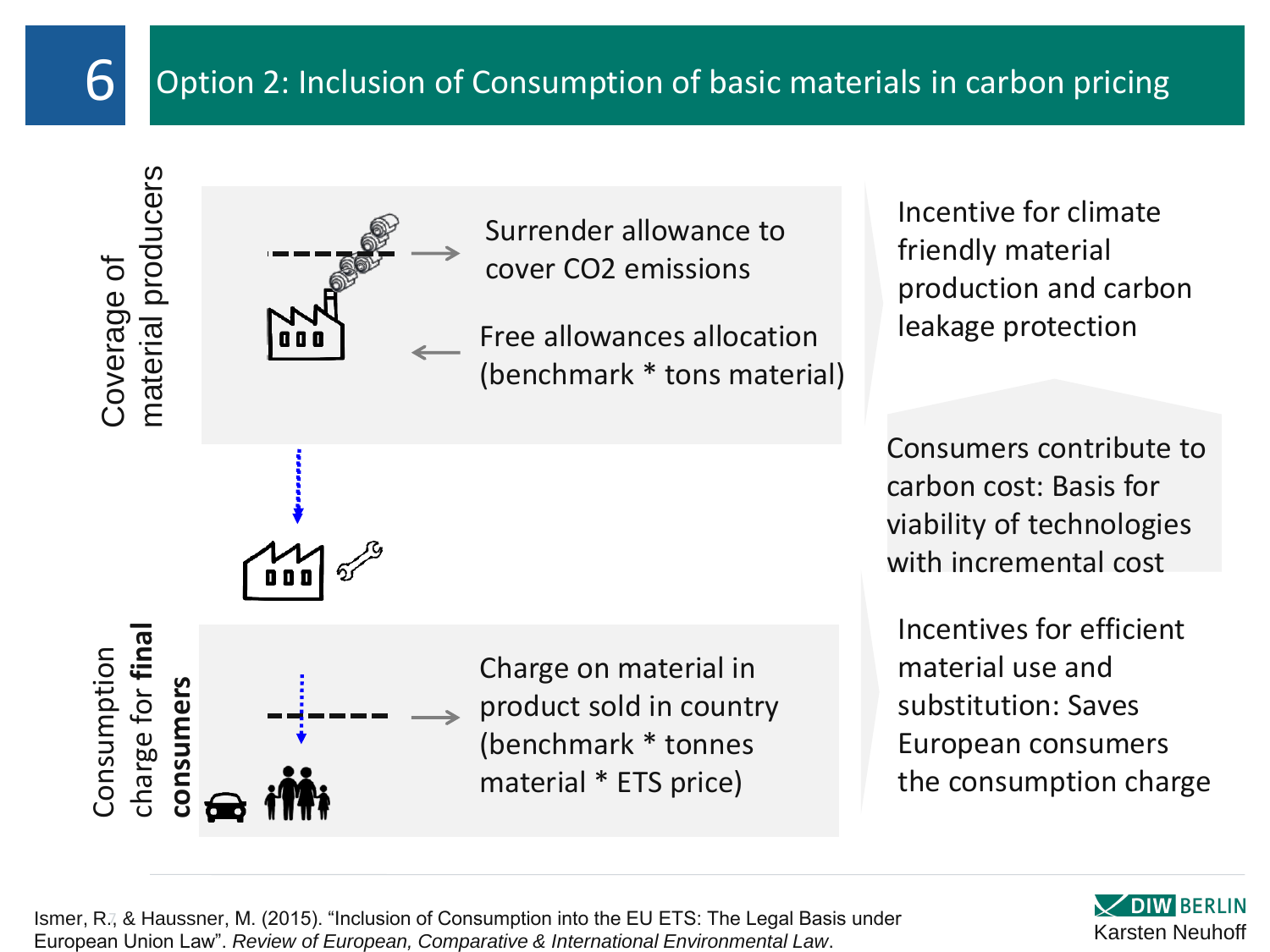# 6 Option 2: Inclusion of Consumption of basic materials in carbon pricing

**Coverage of material producers**

- Surrender allowance to cover $CO_2$ emissions
- Free allowances allocation (benchmark * tons material)

**Consumption charge for final consumers**

- Charge on material in product sold in country (benchmark * tonnes material * ETS price)

Incentive for climate friendly material production and carbon leakage protection

Consumers contribute to carbon cost: Basis for viability of technologies with incremental cost

Incentives for efficient material use and substitution: Saves European consumers the consumption charge

Ismer, R., & Haussner, M. (2015). "Inclusion of Consumption into the EU ETS: The Legal Basis under European Union Law". *Review of European, Comparative & International Environmental Law*.

DIW BERLIN
Karsten Neuhoff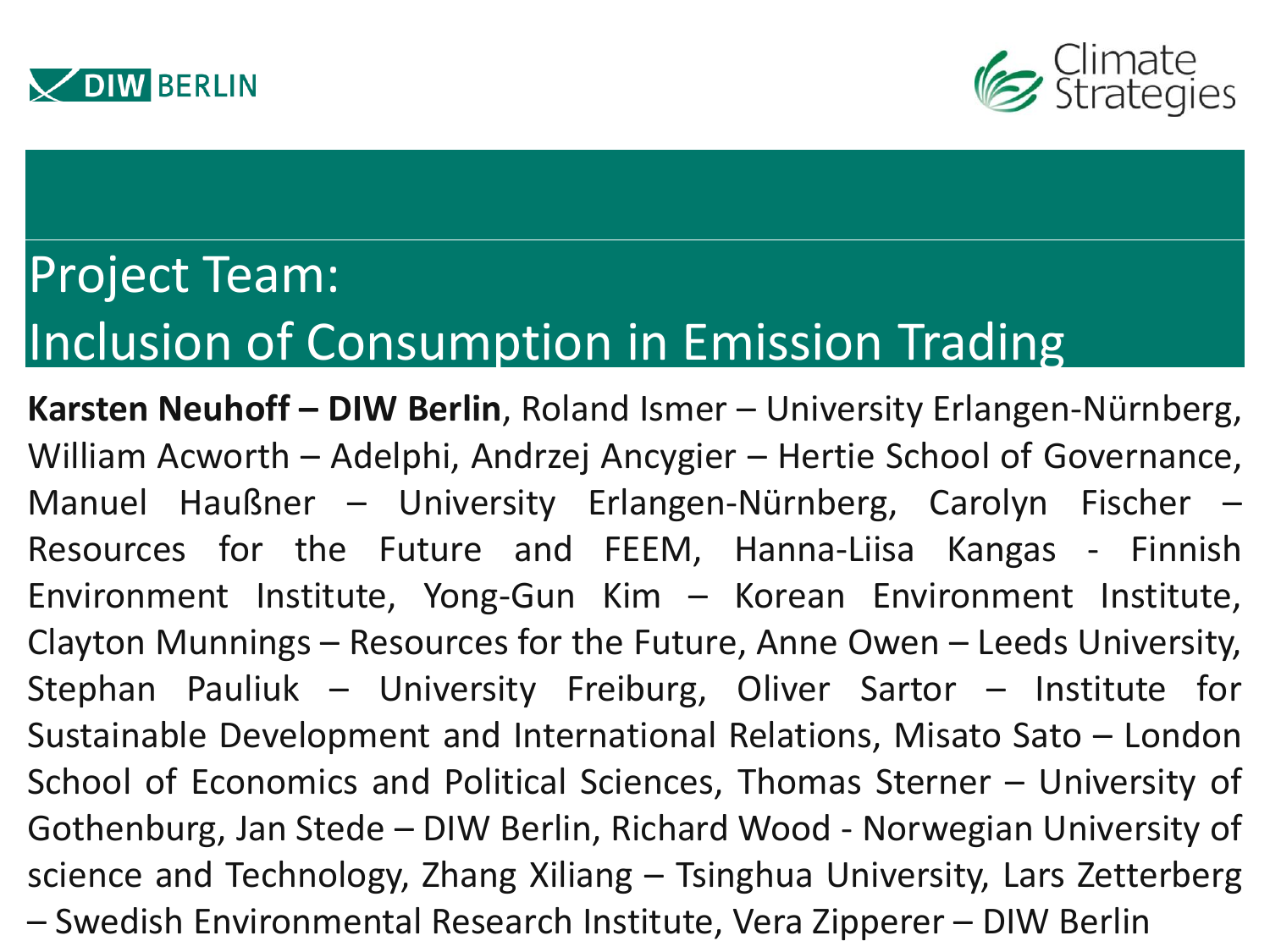# Project Team: Inclusion of Consumption in Emission Trading

**Karsten Neuhoff – DIW Berlin**, Roland Ismer – University Erlangen-Nürnberg, William Acworth – Adelphi, Andrzej Ancygier – Hertie School of Governance, Manuel Haußner – University Erlangen-Nürnberg, Carolyn Fischer – Resources for the Future and FEEM, Hanna-Liisa Kangas - Finnish Environment Institute, Yong-Gun Kim – Korean Environment Institute, Clayton Munnings – Resources for the Future, Anne Owen – Leeds University, Stephan Pauliuk – University Freiburg, Oliver Sartor – Institute for Sustainable Development and International Relations, Misato Sato – London School of Economics and Political Sciences, Thomas Sterner – University of Gothenburg, Jan Stede – DIW Berlin, Richard Wood - Norwegian University of science and Technology, Zhang Xiliang – Tsinghua University, Lars Zetterberg – Swedish Environmental Research Institute, Vera Zipperer – DIW Berlin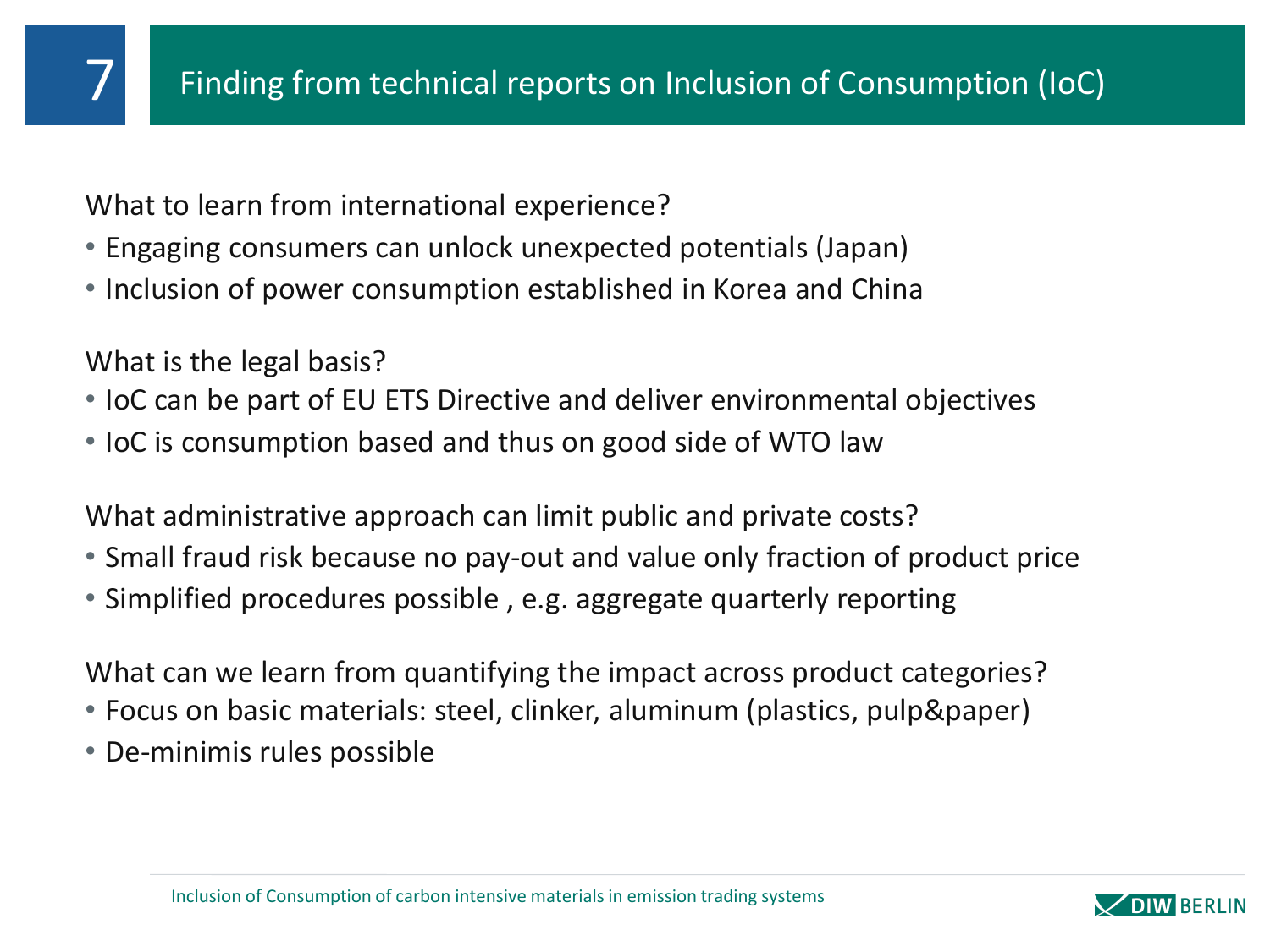# 7 Finding from technical reports on Inclusion of Consumption (IoC)

What to learn from international experience?

- Engaging consumers can unlock unexpected potentials (Japan)
- Inclusion of power consumption established in Korea and China

What is the legal basis?

- IoC can be part of EU ETS Directive and deliver environmental objectives
- IoC is consumption based and thus on good side of WTO law

What administrative approach can limit public and private costs?

- Small fraud risk because no pay-out and value only fraction of product price
- Simplified procedures possible , e.g. aggregate quarterly reporting

What can we learn from quantifying the impact across product categories?

- Focus on basic materials: steel, clinker, aluminum (plastics, pulp&paper)
- De-minimis rules possible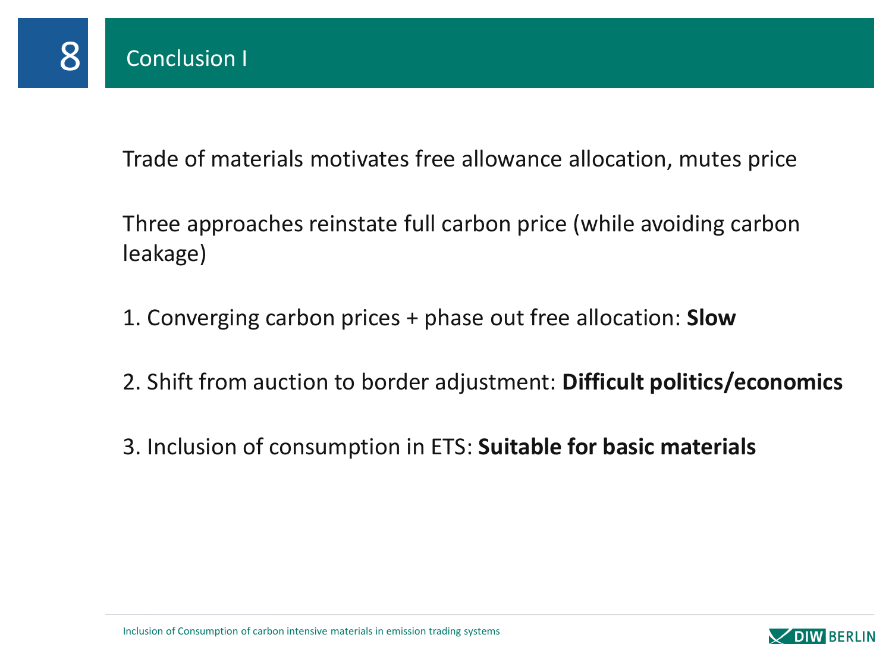# 8 Conclusion I

Trade of materials motivates free allowance allocation, mutes price

Three approaches reinstate full carbon price (while avoiding carbon leakage)

1. Converging carbon prices + phase out free allocation: **Slow**

2. Shift from auction to border adjustment: **Difficult politics/economics**

3. Inclusion of consumption in ETS: **Suitable for basic materials**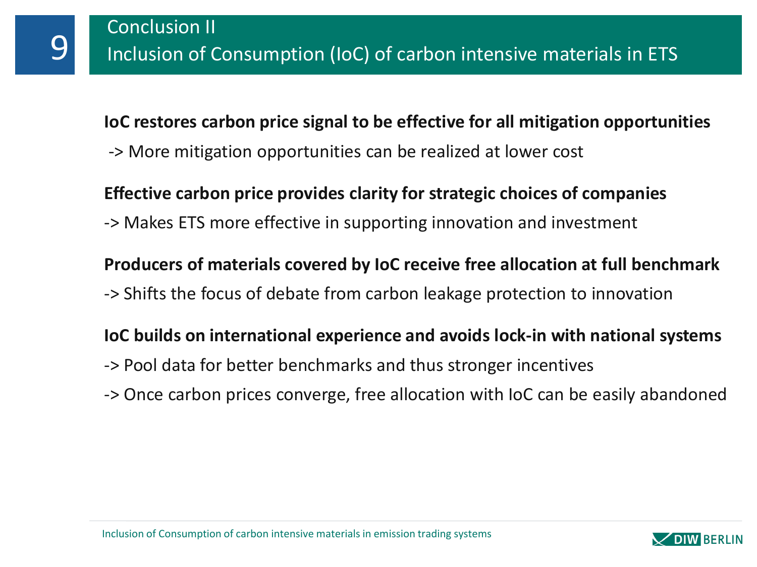# 9 Conclusion II
## Inclusion of Consumption (IoC) of carbon intensive materials in ETS

**IoC restores carbon price signal to be effective for all mitigation opportunities**

-> More mitigation opportunities can be realized at lower cost

**Effective carbon price provides clarity for strategic choices of companies**

-> Makes ETS more effective in supporting innovation and investment

**Producers of materials covered by IoC receive free allocation at full benchmark**

-> Shifts the focus of debate from carbon leakage protection to innovation

**IoC builds on international experience and avoids lock-in with national systems**

-> Pool data for better benchmarks and thus stronger incentives

-> Once carbon prices converge, free allocation with IoC can be easily abandoned